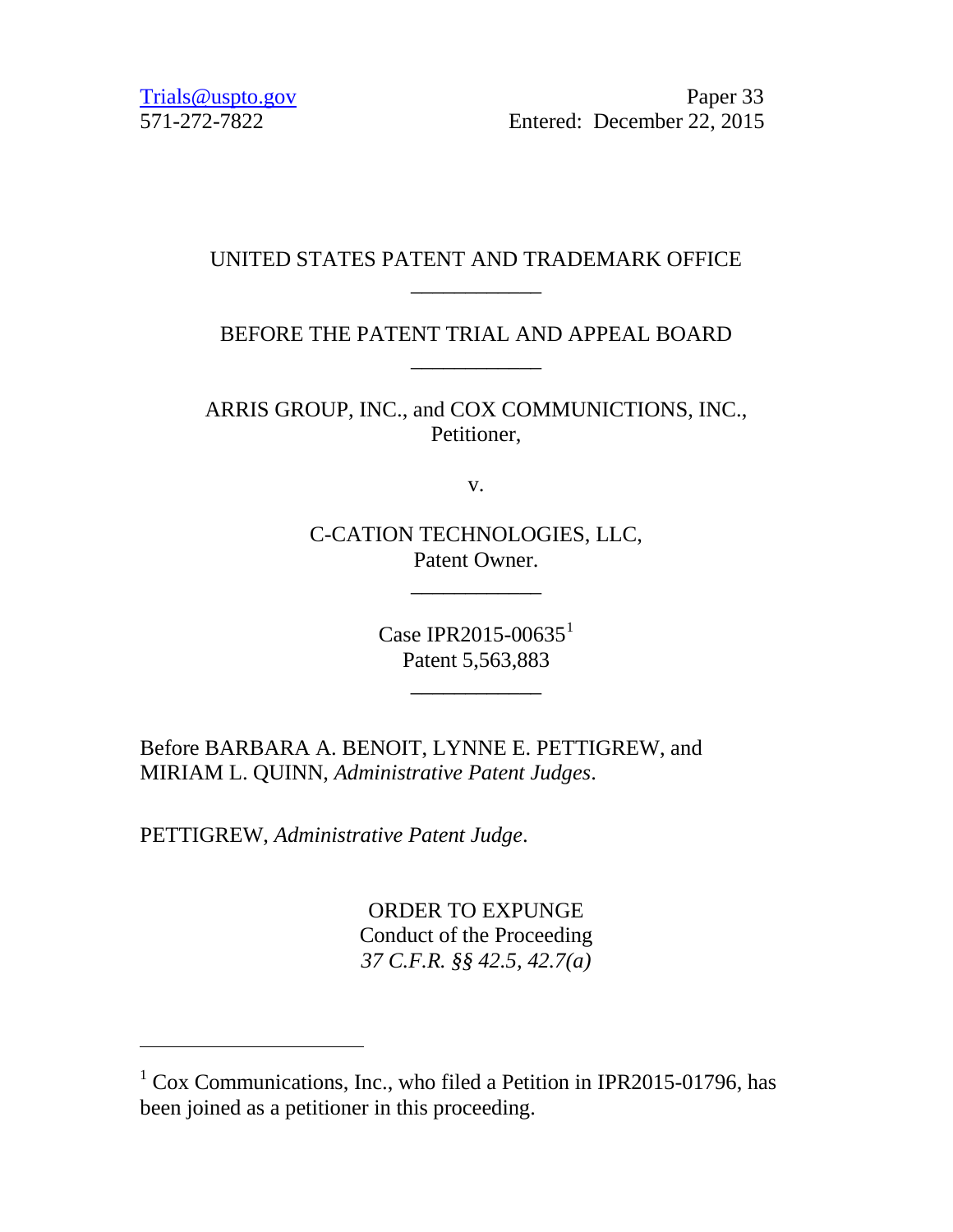Trials@uspto.gov
571-272-7822

Paper 33
Entered: December 22, 2015

UNITED STATES PATENT AND TRADEMARK OFFICE

____________

BEFORE THE PATENT TRIAL AND APPEAL BOARD

____________

ARRIS GROUP, INC., and COX COMMUNICTIONS, INC.,
Petitioner,

v.

C-CATION TECHNOLOGIES, LLC,
Patent Owner.

____________

Case IPR2015-00635[1]
Patent 5,563,883

____________

Before BARBARA A. BENOIT, LYNNE E. PETTIGREW, and MIRIAM L. QUINN, *Administrative Patent Judges*.

PETTIGREW, *Administrative Patent Judge*.

ORDER TO EXPUNGE
Conduct of the Proceeding
*37 C.F.R. §§ 42.5, 42.7(a)*

---

[1] Cox Communications, Inc., who filed a Petition in IPR2015-01796, has been joined as a petitioner in this proceeding.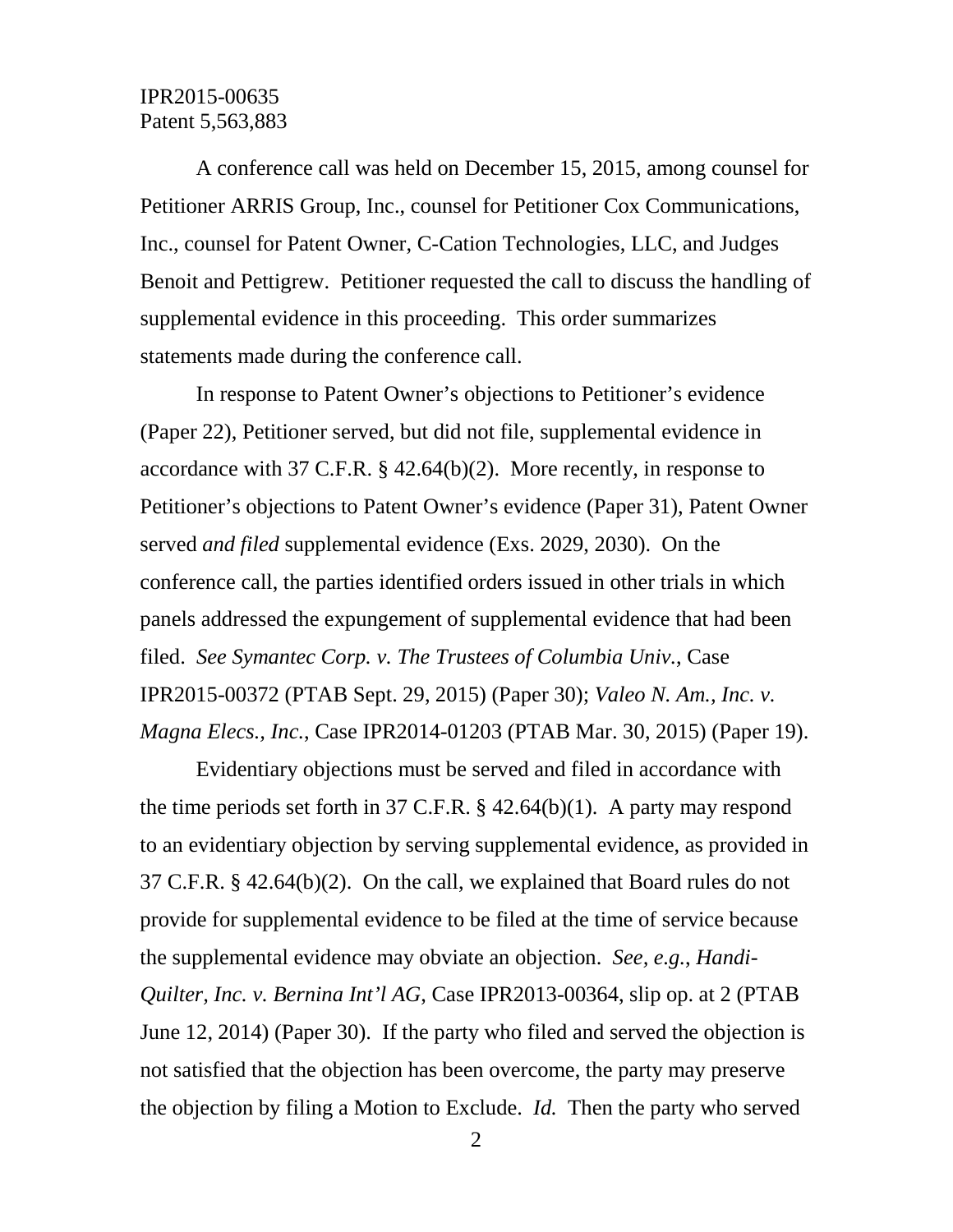A conference call was held on December 15, 2015, among counsel for Petitioner ARRIS Group, Inc., counsel for Petitioner Cox Communications, Inc., counsel for Patent Owner, C-Cation Technologies, LLC, and Judges Benoit and Pettigrew. Petitioner requested the call to discuss the handling of supplemental evidence in this proceeding. This order summarizes statements made during the conference call.

In response to Patent Owner's objections to Petitioner's evidence (Paper 22), Petitioner served, but did not file, supplemental evidence in accordance with 37 C.F.R. § 42.64(b)(2). More recently, in response to Petitioner's objections to Patent Owner's evidence (Paper 31), Patent Owner served *and filed* supplemental evidence (Exs. 2029, 2030). On the conference call, the parties identified orders issued in other trials in which panels addressed the expungement of supplemental evidence that had been filed. *See Symantec Corp. v. The Trustees of Columbia Univ.*, Case IPR2015-00372 (PTAB Sept. 29, 2015) (Paper 30); *Valeo N. Am., Inc. v. Magna Elecs., Inc.*, Case IPR2014-01203 (PTAB Mar. 30, 2015) (Paper 19).

Evidentiary objections must be served and filed in accordance with the time periods set forth in 37 C.F.R. § 42.64(b)(1). A party may respond to an evidentiary objection by serving supplemental evidence, as provided in 37 C.F.R. § 42.64(b)(2). On the call, we explained that Board rules do not provide for supplemental evidence to be filed at the time of service because the supplemental evidence may obviate an objection. *See, e.g.*, *Handi-Quilter, Inc. v. Bernina Int'l AG*, Case IPR2013-00364, slip op. at 2 (PTAB June 12, 2014) (Paper 30). If the party who filed and served the objection is not satisfied that the objection has been overcome, the party may preserve the objection by filing a Motion to Exclude. *Id.* Then the party who served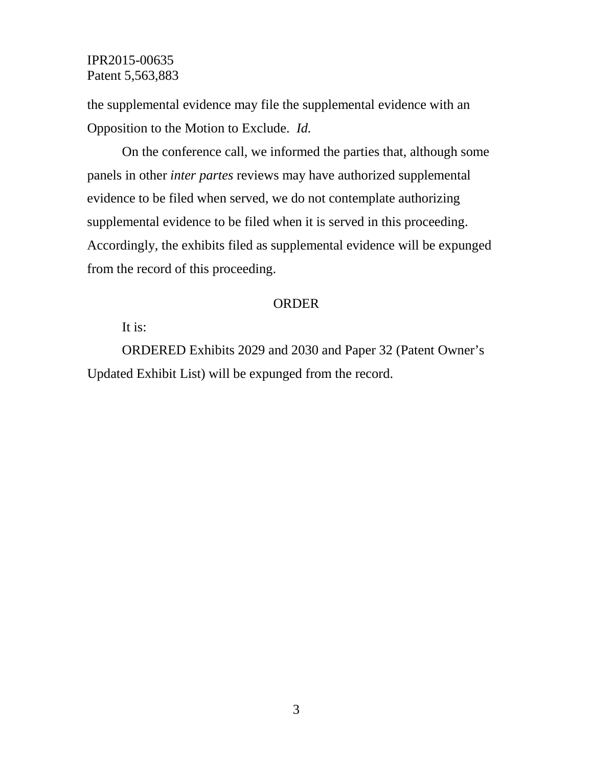the supplemental evidence may file the supplemental evidence with an Opposition to the Motion to Exclude. *Id.*

On the conference call, we informed the parties that, although some panels in other *inter partes* reviews may have authorized supplemental evidence to be filed when served, we do not contemplate authorizing supplemental evidence to be filed when it is served in this proceeding. Accordingly, the exhibits filed as supplemental evidence will be expunged from the record of this proceeding.

ORDER

It is:

ORDERED Exhibits 2029 and 2030 and Paper 32 (Patent Owner's Updated Exhibit List) will be expunged from the record.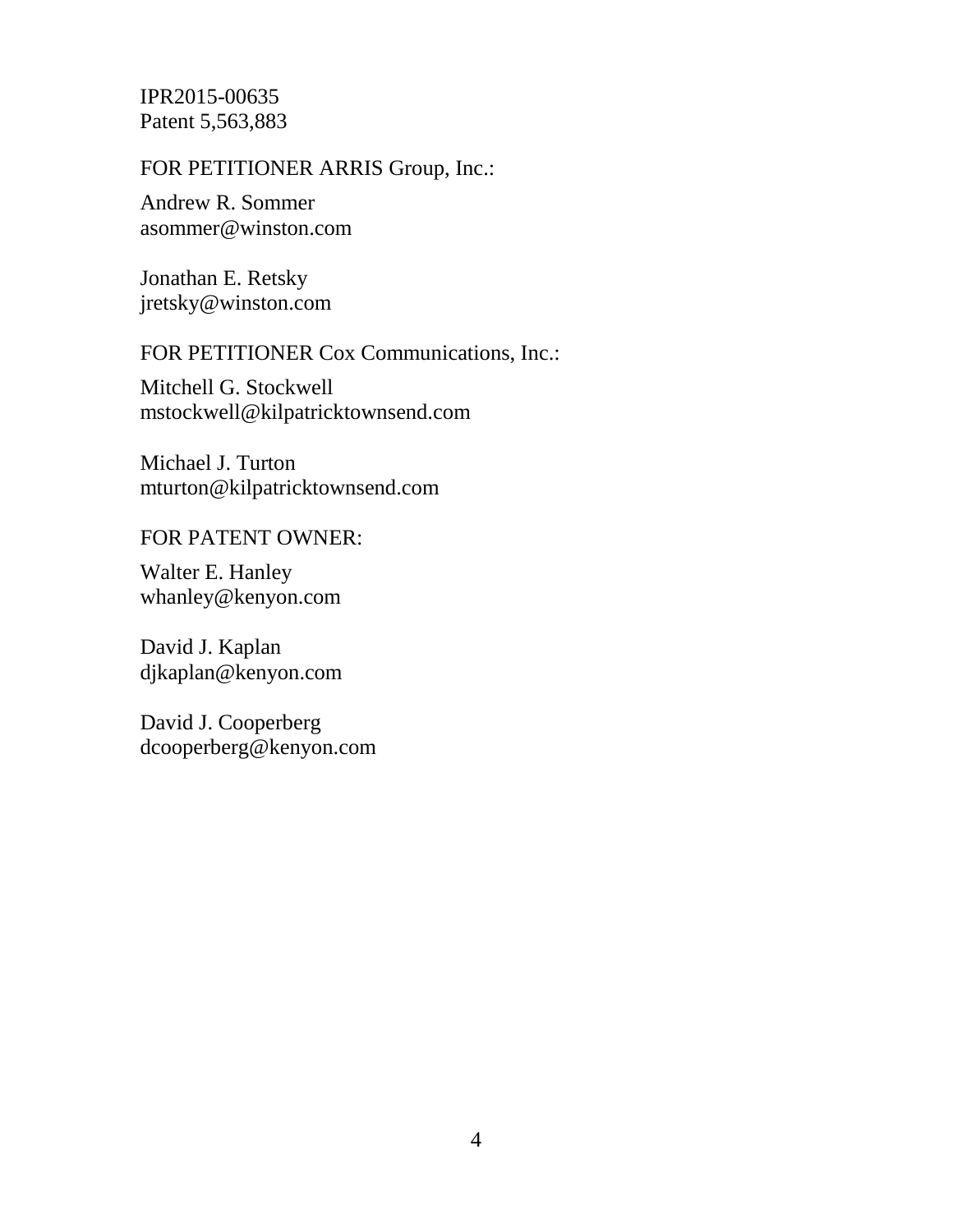IPR2015-00635
Patent 5,563,883

FOR PETITIONER ARRIS Group, Inc.:

Andrew R. Sommer
asommer@winston.com

Jonathan E. Retsky
jretsky@winston.com

FOR PETITIONER Cox Communications, Inc.:

Mitchell G. Stockwell
mstockwell@kilpatricktownsend.com

Michael J. Turton
mturton@kilpatricktownsend.com

FOR PATENT OWNER:

Walter E. Hanley
whanley@kenyon.com

David J. Kaplan
djkaplan@kenyon.com

David J. Cooperberg
dcooperberg@kenyon.com